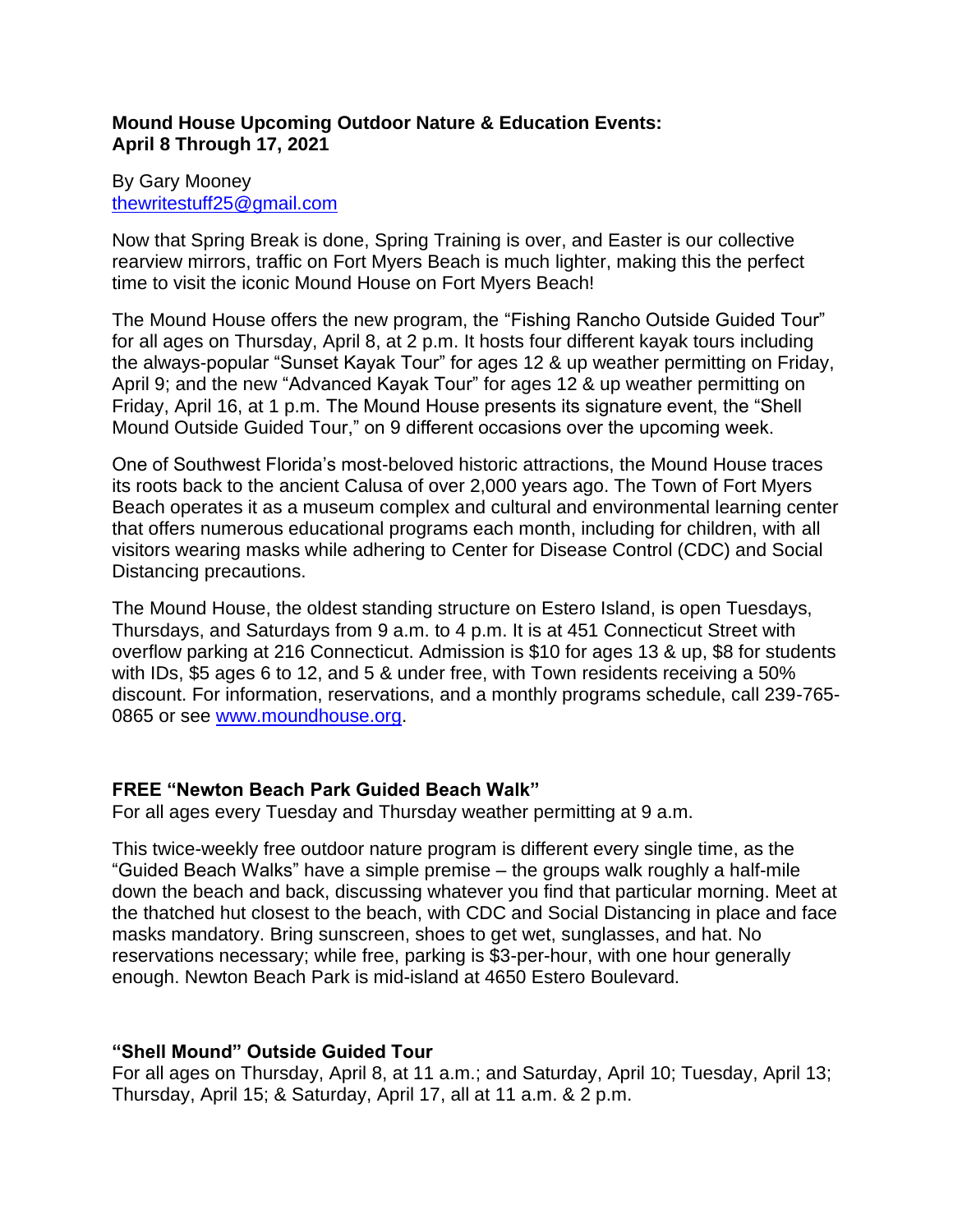**Mound House Upcoming Outdoor Nature & Education Events:
April 8 Through 17, 2021**

By Gary Mooney
thewritestuff25@gmail.com

Now that Spring Break is done, Spring Training is over, and Easter is our collective rearview mirrors, traffic on Fort Myers Beach is much lighter, making this the perfect time to visit the iconic Mound House on Fort Myers Beach!

The Mound House offers the new program, the "Fishing Rancho Outside Guided Tour" for all ages on Thursday, April 8, at 2 p.m. It hosts four different kayak tours including the always-popular "Sunset Kayak Tour" for ages 12 & up weather permitting on Friday, April 9; and the new "Advanced Kayak Tour" for ages 12 & up weather permitting on Friday, April 16, at 1 p.m. The Mound House presents its signature event, the "Shell Mound Outside Guided Tour," on 9 different occasions over the upcoming week.

One of Southwest Florida's most-beloved historic attractions, the Mound House traces its roots back to the ancient Calusa of over 2,000 years ago. The Town of Fort Myers Beach operates it as a museum complex and cultural and environmental learning center that offers numerous educational programs each month, including for children, with all visitors wearing masks while adhering to Center for Disease Control (CDC) and Social Distancing precautions.

The Mound House, the oldest standing structure on Estero Island, is open Tuesdays, Thursdays, and Saturdays from 9 a.m. to 4 p.m. It is at 451 Connecticut Street with overflow parking at 216 Connecticut. Admission is $10 for ages 13 & up, $8 for students with IDs, $5 ages 6 to 12, and 5 & under free, with Town residents receiving a 50% discount. For information, reservations, and a monthly programs schedule, call 239-765-0865 or see www.moundhouse.org.

**FREE "Newton Beach Park Guided Beach Walk"**
For all ages every Tuesday and Thursday weather permitting at 9 a.m.

This twice-weekly free outdoor nature program is different every single time, as the "Guided Beach Walks" have a simple premise – the groups walk roughly a half-mile down the beach and back, discussing whatever you find that particular morning. Meet at the thatched hut closest to the beach, with CDC and Social Distancing in place and face masks mandatory. Bring sunscreen, shoes to get wet, sunglasses, and hat. No reservations necessary; while free, parking is $3-per-hour, with one hour generally enough. Newton Beach Park is mid-island at 4650 Estero Boulevard.

**"Shell Mound" Outside Guided Tour**
For all ages on Thursday, April 8, at 11 a.m.; and Saturday, April 10; Tuesday, April 13; Thursday, April 15; & Saturday, April 17, all at 11 a.m. & 2 p.m.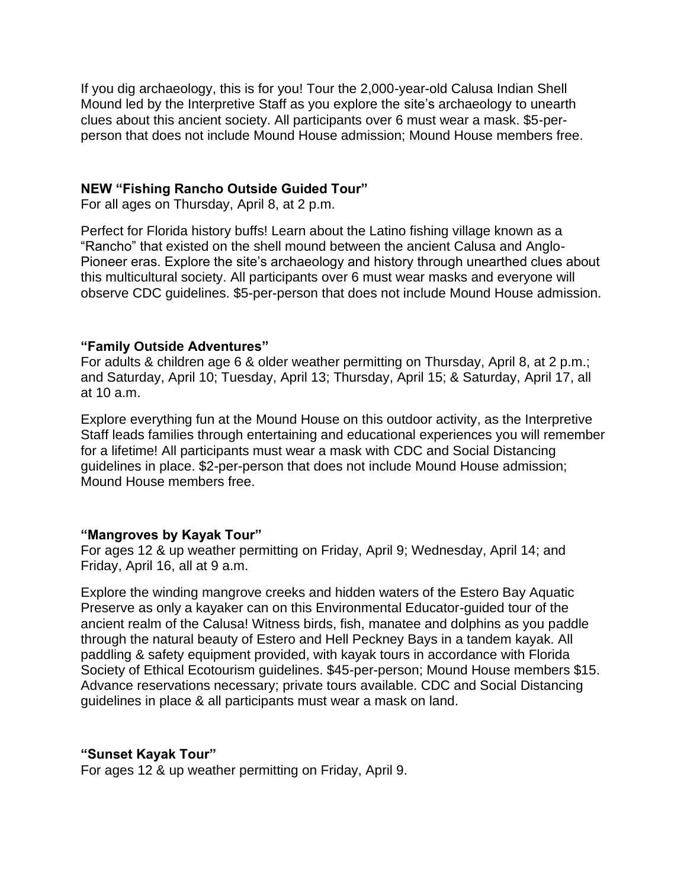If you dig archaeology, this is for you! Tour the 2,000-year-old Calusa Indian Shell Mound led by the Interpretive Staff as you explore the site's archaeology to unearth clues about this ancient society. All participants over 6 must wear a mask. $5-per-person that does not include Mound House admission; Mound House members free.

**NEW "Fishing Rancho Outside Guided Tour"**
For all ages on Thursday, April 8, at 2 p.m.

Perfect for Florida history buffs! Learn about the Latino fishing village known as a "Rancho" that existed on the shell mound between the ancient Calusa and Anglo-Pioneer eras. Explore the site's archaeology and history through unearthed clues about this multicultural society. All participants over 6 must wear masks and everyone will observe CDC guidelines. $5-per-person that does not include Mound House admission.

**"Family Outside Adventures"**
For adults & children age 6 & older weather permitting on Thursday, April 8, at 2 p.m.; and Saturday, April 10; Tuesday, April 13; Thursday, April 15; & Saturday, April 17, all at 10 a.m.

Explore everything fun at the Mound House on this outdoor activity, as the Interpretive Staff leads families through entertaining and educational experiences you will remember for a lifetime! All participants must wear a mask with CDC and Social Distancing guidelines in place. $2-per-person that does not include Mound House admission; Mound House members free.

**"Mangroves by Kayak Tour"**
For ages 12 & up weather permitting on Friday, April 9; Wednesday, April 14; and Friday, April 16, all at 9 a.m.

Explore the winding mangrove creeks and hidden waters of the Estero Bay Aquatic Preserve as only a kayaker can on this Environmental Educator-guided tour of the ancient realm of the Calusa! Witness birds, fish, manatee and dolphins as you paddle through the natural beauty of Estero and Hell Peckney Bays in a tandem kayak. All paddling & safety equipment provided, with kayak tours in accordance with Florida Society of Ethical Ecotourism guidelines. $45-per-person; Mound House members $15. Advance reservations necessary; private tours available. CDC and Social Distancing guidelines in place & all participants must wear a mask on land.

**"Sunset Kayak Tour"**
For ages 12 & up weather permitting on Friday, April 9.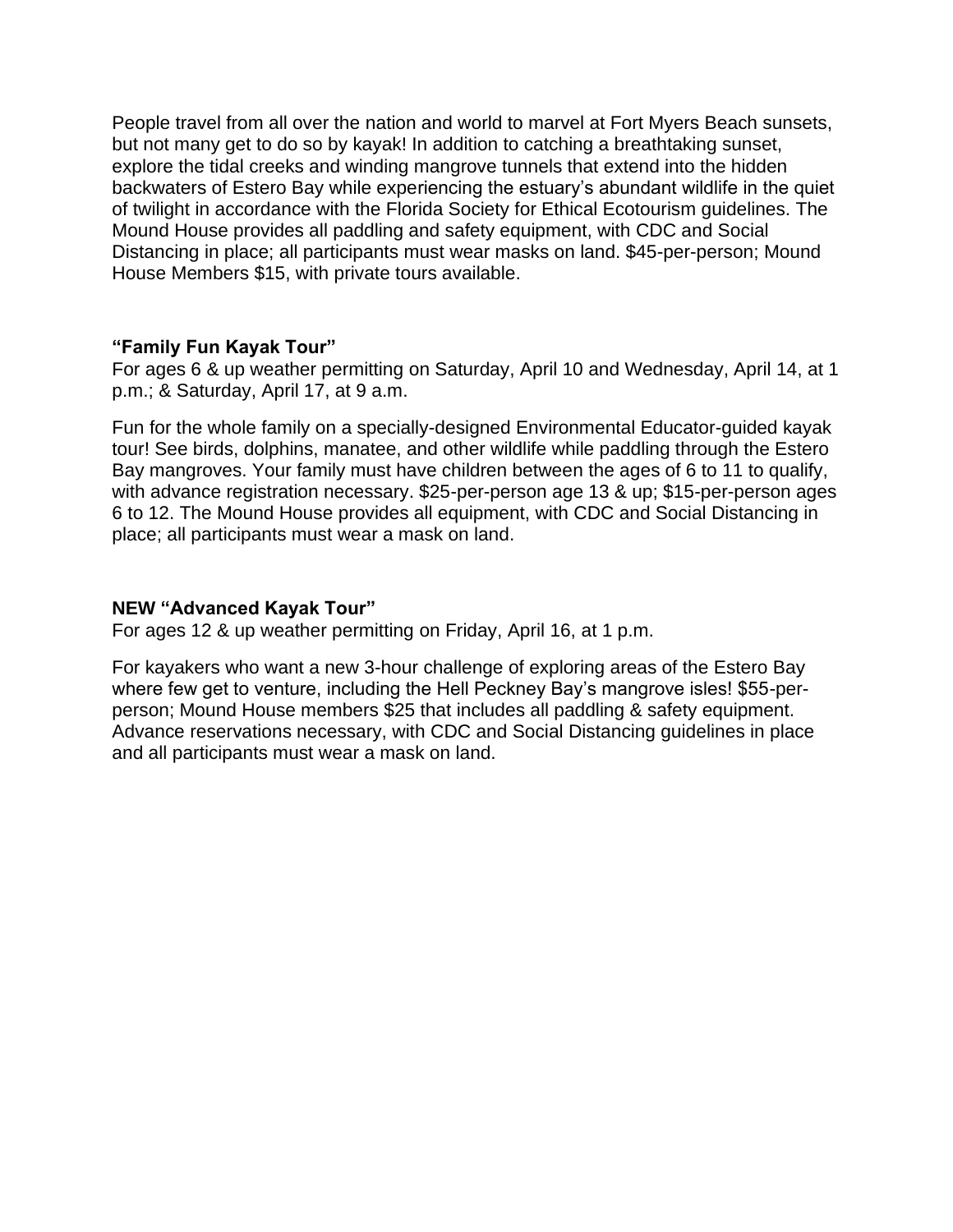People travel from all over the nation and world to marvel at Fort Myers Beach sunsets, but not many get to do so by kayak! In addition to catching a breathtaking sunset, explore the tidal creeks and winding mangrove tunnels that extend into the hidden backwaters of Estero Bay while experiencing the estuary's abundant wildlife in the quiet of twilight in accordance with the Florida Society for Ethical Ecotourism guidelines. The Mound House provides all paddling and safety equipment, with CDC and Social Distancing in place; all participants must wear masks on land. $45-per-person; Mound House Members $15, with private tours available.

**"Family Fun Kayak Tour"**

For ages 6 & up weather permitting on Saturday, April 10 and Wednesday, April 14, at 1 p.m.; & Saturday, April 17, at 9 a.m.

Fun for the whole family on a specially-designed Environmental Educator-guided kayak tour! See birds, dolphins, manatee, and other wildlife while paddling through the Estero Bay mangroves. Your family must have children between the ages of 6 to 11 to qualify, with advance registration necessary. $25-per-person age 13 & up; $15-per-person ages 6 to 12. The Mound House provides all equipment, with CDC and Social Distancing in place; all participants must wear a mask on land.

**NEW "Advanced Kayak Tour"**

For ages 12 & up weather permitting on Friday, April 16, at 1 p.m.

For kayakers who want a new 3-hour challenge of exploring areas of the Estero Bay where few get to venture, including the Hell Peckney Bay's mangrove isles! $55-per-person; Mound House members $25 that includes all paddling & safety equipment. Advance reservations necessary, with CDC and Social Distancing guidelines in place and all participants must wear a mask on land.